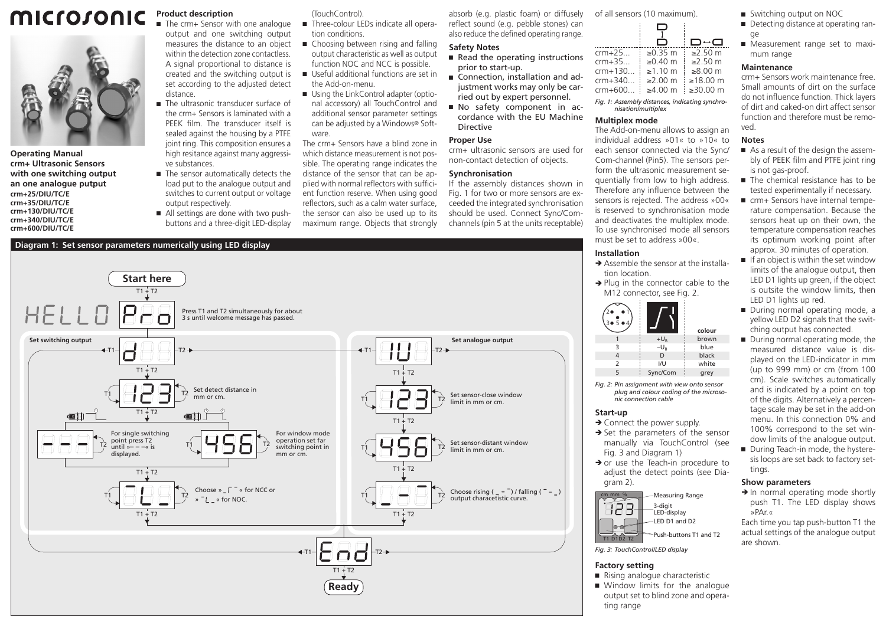# microsonic

**Operating Manual**
**crm+ Ultrasonic Sensors with one switching output an one analogue putput**
**crm+25/DIU/TC/E**
**crm+35/DIU/TC/E**
**crm+130/DIU/TC/E**
**crm+340/DIU/TC/E**
**crm+600/DIU/TC/E**

## Product description

- The crm+ Sensor with one analogue output and one switching output measures the distance to an object within the detection zone contactless. A signal proportional to distance is created and the switching output is set according to the adjusted detect distance.
- The ultrasonic transducer surface of the crm+ Sensors is laminated with a PEEK film. The transducer itself is sealed against the housing by a PTFE joint ring. This composition ensures a high resitance against many aggressive substances.
- The sensor automatically detects the load put to the analogue output and switches to current output or voltage output respectively.
- All settings are done with two push-buttons and a three-digit LED-display (TouchControl).
- Three-colour LEDs indicate all operation conditions.
- Choosing between rising and falling output characteristic as well as output function NOC and NCC is possible.
- Useful additional functions are set in the Add-on-menu.
- Using the LinkControl adapter (optional accessory) all TouchControl and additional sensor parameter settings can be adjusted by a Windows® Software.

The crm+ Sensors have a blind zone in which distance measurement is not possible. The operating range indicates the distance of the sensor that can be applied with normal reflectors with sufficient function reserve. When using good reflectors, such as a calm water surface, the sensor can also be used up to its maximum range. Objects that strongly absorb (e.g. plastic foam) or diffusely reflect sound (e.g. pebble stones) can also reduce the defined operating range.

## Safety Notes

- **Read the operating instructions prior to start-up.**
- **Connection, installation and adjustment works may only be carried out by expert personnel.**
- **No safety component in accordance with the EU Machine Directive**

## Proper Use

crm+ ultrasonic sensors are used for non-contact detection of objects.

## Synchronisation

If the assembly distances shown in Fig. 1 for two or more sensors are exceeded the integrated synchronisation should be used. Connect Sync/Com-channels (pin 5 at the units receptable) of all sensors (10 maximum).

| | (stacked) | (side by side) |
|---|---|---|
| crm+25... | ≥0.35 m | ≥2.50 m |
| crm+35... | ≥0.40 m | ≥2.50 m |
| crm+130... | ≥1.10 m | ≥8.00 m |
| crm+340... | ≥2.00 m | ≥18.00 m |
| crm+600... | ≥4.00 m | ≥30.00 m |

*Fig. 1: Assembly distances, indicating synchronisation/multiplex*

## Multiplex mode

The Add-on-menu allows to assign an individual address »01« to »10« to each sensor connected via the Sync/Com-channel (Pin5). The sensors perform the ultrasonic measurement sequentially from low to high address. Therefore any influence between the sensors is rejected. The address »00« is reserved to synchronisation mode and deactivates the multiplex mode. To use synchronised mode all sensors must be set to address »00«.

## Installation

→ Assemble the sensor at the installation location.

→ Plug in the connector cable to the M12 connector, see Fig. 2.

| | | colour |
|---|---|---|
| 1 | $+U_B$ | brown |
| 3 | $-U_B$ | blue |
| 4 | D | black |
| 2 | I/U | white |
| 5 | Sync/Com | grey |

*Fig. 2: Pin assignment with view onto sensor plug and colour coding of the microsonic connection cable*

## Start-up

→ Connect the power supply.

→ Set the parameters of the sensor manually via TouchControl (see Fig. 3 and Diagram 1)

→ or use the Teach-in procedure to adjust the detect points (see Diagram 2).

Measuring Range; 3-digit LED-display; LED D1 and D2; Push-buttons T1 and T2

*Fig. 3: TouchControl/LED display*

## Factory setting

- Rising analogue characteristic
- Window limits for the analogue output set to blind zone and operating range
- Switching output on NOC
- Detecting distance at operating range
- Measurement range set to maximum range

## Maintenance

crm+ Sensors work maintenance free. Small amounts of dirt on the surface do not influence function. Thick layers of dirt and caked-on dirt affect sensor function and therefore must be removed.

## Notes

- As a result of the design the assembly of PEEK film and PTFE joint ring is not gas-proof.
- The chemical resistance has to be tested experimentally if necessary.
- crm+ Sensors have internal temperature compensation. Because the sensors heat up on their own, the temperature compensation reaches its optimum working point after approx. 30 minutes of operation.
- If an object is within the set window limits of the analogue output, then LED D1 lights up green, if the object is outsite the window limits, then LED D1 lights up red.
- During normal operating mode, a yellow LED D2 signals that the switching output has connected.
- During normal operating mode, the measured distance value is displayed on the LED-indicator in mm (up to 999 mm) or cm (from 100 cm). Scale switches automatically and is indicated by a point on top of the digits. Alternatively a percentage scale may be set in the add-on menu. In this connection 0% and 100% correspond to the set window limits of the analogue output.
- During Teach-in mode, the hysteresis loops are set back to factory settings.

## Show parameters

→ In normal operating mode shortly push T1. The LED display shows »PAr.«

Each time you tap push-button T1 the actual settings of the analogue output are shown.

## Diagram 1: Set sensor parameters numerically using LED display

**Start here**

T1 + T2: HELLO → Pro — Press T1 and T2 simultaneously for about 3 s until welcome message has passed.

**Set switching output** (d)
- T1 + T2 → 123: Set detect distance in mm or cm.
- T1 + T2 → For single switching point press T2 until »– – –« is displayed. / 456: For window mode operation set far switching point in mm or cm.
- T1 + T2 → Choose » _⌐¯ « for NCC or » ¯L_ « for NOC.
- T1 + T2

**Set analogue output** (IU)
- T1 + T2 → 123: Set sensor-close window limit in mm or cm.
- T1 + T2 → 456: Set sensor-distant window limit in mm or cm.
- T1 + T2 → Choose rising ( _ - ¯ ) / falling ( ¯ - _ ) output characteristic curve.
- T1 + T2

End → T1 + T2 → **Ready**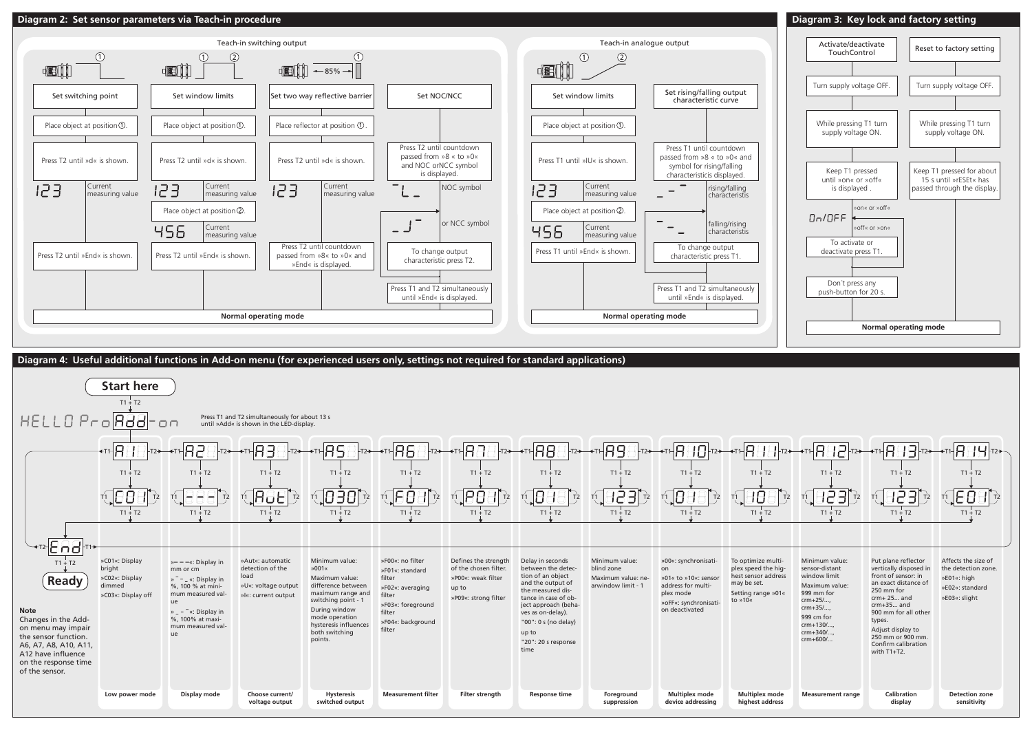## Diagram 2: Set sensor parameters via Teach-in procedure

### Teach-in switching output

**Set switching point**
- Place object at position ①.
- Press T2 until »d« is shown.
- 123 — Current measuring value
- Press T2 until »End« is shown.

**Set window limits**
- Place object at position ①.
- Press T2 until »d« is shown.
- 123 — Current measuring value
- Place object at position ②.
- 456 — Current measuring value
- Press T2 until »End« is shown.

**Set two way reflective barrier** (85%)
- Place reflector at position ①.
- Press T2 until »d« is shown.
- 123 — Current measuring value
- Press T2 until countdown passed from »8« to »0« and »End« is displayed.

**Set NOC/NCC**
- Press T2 until countdown passed from »8« to »0« and NOC orNCC symbol is displayed.
- NOC symbol
- or NCC symbol
- To change output characteristic press T2.
- Press T1 and T2 simultaneously until »End« is displayed.

**Normal operating mode**

### Teach-in analogue output

**Set window limits**
- Place object at position ①.
- Press T1 until »IU« is shown.
- 123 — Current measuring value
- Place object at position ②.
- 456 — Current measuring value
- Press T1 until »End« is shown.

**Set rising/falling output characteristic curve**
- Press T1 until countdown passed from »8 « to »0« and symbol for rising/falling characteristicis displayed.
- rising/falling characteristis
- falling/rising characteristis
- To change output characteristic press T1.
- Press T1 and T2 simultaneously until »End« is displayed.

**Normal operating mode**

## Diagram 3: Key lock and factory setting

**Activate/deactivate TouchControl**
- Turn supply voltage OFF.
- While pressing T1 turn supply voltage ON.
- Keep T1 pressed until »on« or »off« is displayed .
- On/OFF (»on« or »off« / »off« or »on«)
- To activate or deactivate press T1.
- Don´t press any push-button for 20 s.

**Reset to factory setting**
- Turn supply voltage OFF.
- While pressing T1 turn supply voltage ON.
- Keep T1 pressed for about 15 s until »rESEt« has passed through the display.

**Normal operating mode**

## Diagram 4: Useful additional functions in Add-on menu (for experienced users only, settings not required for standard applications)

**Start here**

T1 + T2

HELLO Pro Add-on — Press T1 and T2 simultaneously for about 13 s until »Add« is shown in the LED-display.

Navigate between menu items with T1/T2; select with T1 + T2; change values with T1/T2; confirm with T1 + T2. End → T1 + T2 → **Ready**

| Menu | Default display | Description | Function |
|---|---|---|---|
| A1 | C01 | »C01«: Display bright<br>»C02«: Display dimmed<br>»C03«: Display off | Low power mode |
| A2 | - - - | »– – –«: Display in mm or cm<br>»¯ – _«: Display in %, 100 % at minimum measured value<br>»_ – ¯«: Display in %, 100% at maximum measured value | Display mode |
| A3 | Aut | »Aut«: automatic detection of the load<br>»U«: voltage output<br>»I«: current output | Choose current/ voltage output |
| A5 | 030 | Minimum value: »001«<br>Maximum value: difference between maximum range and switching point - 1<br>During window mode operation hysteresis influences both switching points. | Hysteresis switched output |
| A6 | F01 | »F00«: no filter<br>»F01«: standard filter<br>»F02«: averaging filter<br>»F03«: foreground filter<br>»F04«: background filter | Measurement filter |
| A7 | P01 | Defines the strength of the chosen filter.<br>»P00«: weak filter up to »P09«: strong filter | Filter strength |
| A8 | 01 | Delay in seconds between the detection of an object and the output of the measured distance in case of object approach (behaves as on-delay).<br>"00": 0 s (no delay) up to "20": 20 s response time | Response time |
| A9 | 123 | Minimum value: blind zone<br>Maximum value: nearwindow limit - 1 | Foreground suppression |
| A10 | 01 | »00«: synchronisation<br>»01« to »10«: sensor address for multiplex mode<br>»oFF«: synchronisation deactivated | Multiplex mode device addressing |
| A11 | 10 | To optimize multiplex speed the highest sensor address may be set.<br>Setting range »01« to »10« | Multiplex mode highest address |
| A12 | 123 | Minimum value: sensor-distant window limit<br>Maximum value: 999 mm for crm+25/..., crm+35/...,<br>999 cm for crm+130/..., crm+340/..., crm+600/... | Measurement range |
| A13 | 123 | Put plane reflector vertically disposed in front of sensor: in an exact distance of 250 mm for crm+ 25... and crm+35... and 900 mm for all other types.<br>Adjust display to 250 mm or 900 mm. Confirm calibration with T1+T2. | Calibration display |
| A14 | E01 | Affects the size of the detection zone.<br>»E01«: high<br>»E02«: standard<br>»E03«: slight | Detection zone sensitivity |

**Note**
Changes in the Add-on menu may impair the sensor function. A6, A7, A8, A10, A11, A12 have influence on the response time of the sensor.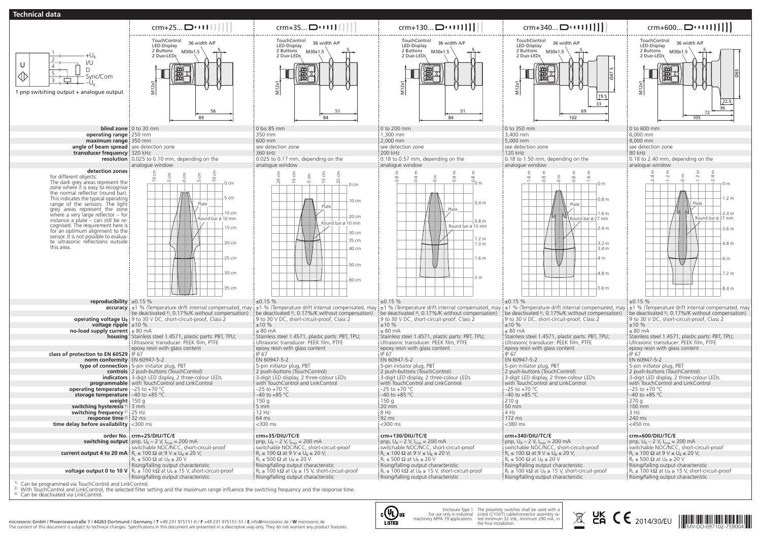## Technical data

| | crm+25... | crm+35... | crm+130... | crm+340... | crm+600... |
|---|---|---|---|---|---|
| | TouchControl LED-Display 2 Buttons 2 Duo-LEDs, M30x1.5, 36 width A/F, 5, M12x1, 56, 89 | TouchControl LED-Display 2 Buttons 2 Duo-LEDs, M30x1.5, 36 width A/F, 5, M12x1, 51, 84 | TouchControl LED-Display 2 Buttons 2 Duo-LEDs, M30x1.5, 36 width A/F, 5, M12x1, 51, 84 | TouchControl LED-Display 2 Buttons 2 Duo-LEDs, M30x1.5, 36 width A/F, 5, M12x1, Ø47.5, 19.5, 33, 69, 102 | TouchControl LED-Display 2 Buttons 2 Duo-LEDs, M30x1.5, 36 width A/F, 5, M12x1, Ø65, 22.5, 36, 72, 105 |
| **blind zone** | 0 to 30 mm | 0 bis 85 mm | 0 to 200 mm | 0 to 350 mm | 0 to 600 mm |
| **operating range** | 250 mm | 350 mm | 1,300 mm | 3,400 mm | 6,000 mm |
| **maximum range** | 350 mm | 600 mm | 2,000 mm | 5,000 mm | 8,000 mm |
| **angle of beam spread** | see detection zone | see detection zone | see detection zone | see detection zone | see detection zone |
| **transducer frequency** | 320 kHz | 360 kHz | 200 kHz | 120 kHz | 80 kHz |
| **resolution** | 0.025 to 0.10 mm, depending on the analogue window | 0.025 to 0.17 mm, depending on the analogue window | 0.18 to 0.57 mm, depending on the analogue window | 0.18 to 1.50 mm, depending on the analogue window | 0.18 to 2.40 mm, depending on the analogue window |
| **detection zones** for different objects: The dark grey areas represent the zone where it is easy to recognise the normal reflector (round bar). This indicates the typical operating range of the sensors. The light grey areas represent the zone where a very large reflector – for instance a plate – can still be recognised. The requirement here is for an optimum alignment to the sensor. It is not possible to evaluate ultrasonic reflections outside this area. | 10 cm, 5 cm, 0 cm, 5 cm, 10 cm; 0 cm, 5 cm, 10 cm, 15 cm, 20 cm, 25 cm, 30 cm, 35 cm; Plate; Round bar ø 10 mm | 20 cm, 10 cm, 0 cm, 10 cm, 20 cm; 0 cm, 10 cm, 20 cm, 30 cm, 35 cm, 40 cm, 50 cm, 60 cm; Plate; Round bar ø 10 mm | 0.8 m, 0.4 m, 0 m, 0.4 m, 0.8 m; 0 m, 0.4 m, 0.8 m, 1.2 m, 1.3 m, 1.6 m, 2 m; Plate; Round bar ø 10 mm | 1.6 m, 0.8 m, 0 m, 0.8 m, 1.6 m; 0 m, 0.8 m, 1.6 m, 2.4 m, 3.2 m, 3.4 m, 4 m, 4.8 m, 5.6 m; Plate; Round bar ø 27 mm | 2.4 m, 1.2 m, 0 m, 1.2 m, 2.4 m; 0 m, 1.2 m, 2.4 m, 3.6 m, 4.8 m, 6 m, 7.2 m, 8.4 m; Plate; Round bar ø 27 mm |
| **reproducibility** | ±0.15 % | ±0.15 % | ±0.15 % | ±0.15 % | ±0.15 % |
| **accuracy** | ±1 % (Temperature drift internal compensated, may be deactivated [3], 0.17%/K without compensation) | ±1 % (Temperature drift internal compensated, may be deactivated [3], 0.17%/K without compensation) | ±1 % (Temperature drift internal compensated, may be deactivated [3], 0.17%/K without compensation) | ±1 % (Temperature drift internal compensated, may be deactivated [3], 0.17%/K without compensation) | ±1 % (Temperature drift internal compensated, may be deactivated [3], 0.17%/K without compensation) |
| **operating voltage $U_B$** | 9 to 30 V DC, short-circuit-proof, Class 2 | 9 to 30 V DC, short-circuit-proof, Class 2 | 9 to 30 V DC, short-circuit-proof, Class 2 | 9 to 30 V DC, short-circuit-proof, Class 2 | 9 to 30 V DC, short-circuit-proof, Class 2 |
| **voltage ripple** | ±10 % | ±10 % | ±10 % | ±10 % | ±10 % |
| **no-load supply current** | ≤ 80 mA | ≤ 80 mA | ≤ 80 mA | ≤ 80 mA | ≤ 80 mA |
| **housing** | Stainless steel 1.4571, plastic parts: PBT, TPU; Ultrasonic transducer: PEEK film, PTFE epoxy resin with glass content | Stainless steel 1.4571, plastic parts: PBT, TPU; Ultrasonic transducer: PEEK film, PTFE epoxy resin with glass content | Stainless steel 1.4571, plastic parts: PBT, TPU; Ultrasonic transducer: PEEK film, PTFE epoxy resin with glass content | Stainless steel 1.4571, plastic parts: PBT, TPU; Ultrasonic transducer: PEEK film, PTFE epoxy resin with glass content | Stainless steel 1.4571, plastic parts: PBT, TPU; Ultrasonic transducer: PEEK film, PTFE epoxy resin with glass content |
| **class of protection to EN 60529** | IP 67 | IP 67 | IP 67 | IP 67 | IP 67 |
| **norm conformity** | EN 60947-5-2 | EN 60947-5-2 | EN 60947-5-2 | EN 60947-5-2 | EN 60947-5-2 |
| **type of connection** | 5-pin initiator plug, PBT | 5-pin initiator plug, PBT | 5-pin initiator plug, PBT | 5-pin initiator plug, PBT | 5-pin initiator plug, PBT |
| **controls** | 2 push-buttons (TouchControl) | 2 push-buttons (TouchControl) | 2 push-buttons (TouchControl) | 2 push-buttons (TouchControl) | 2 push-buttons (TouchControl) |
| **indicators** | 3-digit LED display, 2 three-colour LEDs | 3-digit LED display, 2 three-colour LEDs | 3-digit LED display, 2 three-colour LEDs | 3-digit LED display, 2 three-colour LEDs | 3-digit LED display, 2 three-colour LEDs |
| **programmable** | with TouchControl and LinkControl | with TouchControl and LinkControl | with TouchControl and LinkControl | with TouchControl and LinkControl | with TouchControl and LinkControl |
| **operating temperature** | –25 to +70 °C | –25 to +70 °C | –25 to +70 °C | –25 to +70 °C | –25 to +70 °C |
| **storage temperature** | –40 to +85 °C | –40 to +85 °C | –40 to +85 °C | –40 to +85 °C | –40 to +85 °C |
| **weight** | 150 g | 150 g | 150 g | 210 g | 270 g |
| **switching hysteresis** [1] | 3 mm | 5 mm | 20 mm | 50 mm | 100 mm |
| **switching frequency** [2] | 25 Hz | 12 Hz | 8 Hz | 4 Hz | 3 Hz |
| **response time** [2] | 32 ms | 64 ms | 92 ms | 172 ms | 240 ms |
| **time delay before availability** | <300 ms | <300 ms | <300 ms | <380 ms | <450 ms |
| **order No.** | **crm+25/DIU/TC/E** | **crm+35/DIU/TC/E** | **crm+130/DIU/TC/E** | **crm+340/DIU/TC/E** | **crm+600/DIU/TC/E** |
| **switching output** | pnp, $U_B$ – 2 V, $I_{max}$ = 200 mA switchable NOC/NCC, short-circuit-proof | pnp, $U_B$ – 2 V, $I_{max}$ = 200 mA switchable NOC/NCC, short-circuit-proof | pnp, $U_B$ – 2 V, $I_{max}$ = 200 mA switchable NOC/NCC, short-circuit-proof | pnp, $U_B$ – 2 V, $I_{max}$ = 200 mA switchable NOC/NCC, short-circuit-proof | pnp, $U_B$ – 2 V, $I_{max}$ = 200 mA switchable NOC/NCC, short-circuit-proof |
| **current output 4 to 20 mA** | $R_L$ ≤ 100 Ω at 9 V ≤ $U_B$ ≤ 20 V; $R_L$ ≤ 500 Ω at $U_B$ ≥ 20 V Rising/falling output characteristic | $R_L$ ≤ 100 Ω at 9 V ≤ $U_B$ ≤ 20 V; $R_L$ ≤ 500 Ω at $U_B$ ≥ 20 V Rising/falling output characteristic | $R_L$ ≤ 100 Ω at 9 V ≤ $U_B$ ≤ 20 V; $R_L$ ≤ 500 Ω at $U_B$ ≥ 20 V Rising/falling output characteristic | $R_L$ ≤ 100 Ω at 9 V ≤ $U_B$ ≤ 20 V; $R_L$ ≤ 500 Ω at $U_B$ ≥ 20 V Rising/falling output characteristic | $R_L$ ≤ 100 Ω at 9 V ≤ $U_B$ ≤ 20 V; $R_L$ ≤ 500 Ω at $U_B$ ≥ 20 V Rising/falling output characteristic |
| **voltage output 0 to 10 V** | $R_L$ ≥ 100 kΩ at $U_B$ ≥ 15 V, short-circuit-proof Rising/falling output characteristic | $R_L$ ≥ 100 kΩ at $U_B$ ≥ 15 V, short-circuit-proof Rising/falling output characteristic | $R_L$ ≥ 100 kΩ at $U_B$ ≥ 15 V, short-circuit-proof Rising/falling output characteristic | $R_L$ ≥ 100 kΩ at $U_B$ ≥ 15 V, short-circuit-proof Rising/falling output characteristic | $R_L$ ≥ 100 kΩ at $U_B$ ≥ 15 V, short-circuit-proof Rising/falling output characteristic |

Connection diagram: 1 +$U_B$; 2 I/U; 4 D; 5 Sync/Com; 3 –$U_B$

1 pnp switching output + analogue output

[1] Can be programmed via TouchControl and LinkControl.
[2] With TouchControl and LinkControl, the selected filter setting and the maximum range influence the switching frequency and the response time.
[3] Can be deactivated via LinkControl.

Enclosure Type 1
For use only in industrial machinery NFPA 79 applications.

The proximity switches shall be used with a Listed (CYJV/7) cable/connector assembly rated minimum 32 Vdc, minimum 290 mA, in the final installation.

2014/30/EU

MV-DO-097102-759004

microsonic GmbH / Phoenixseestraße 7 / 44263 Dortmund / Germany / **T** +49 231 975151-0 / **F** +49 231 975151-51 / **E** info@microsonic.de / **W** microsonic.de
The content of this document is subject to technical changes. Specifications in this document are presented in a descriptive way only. They do not warrant any product features.